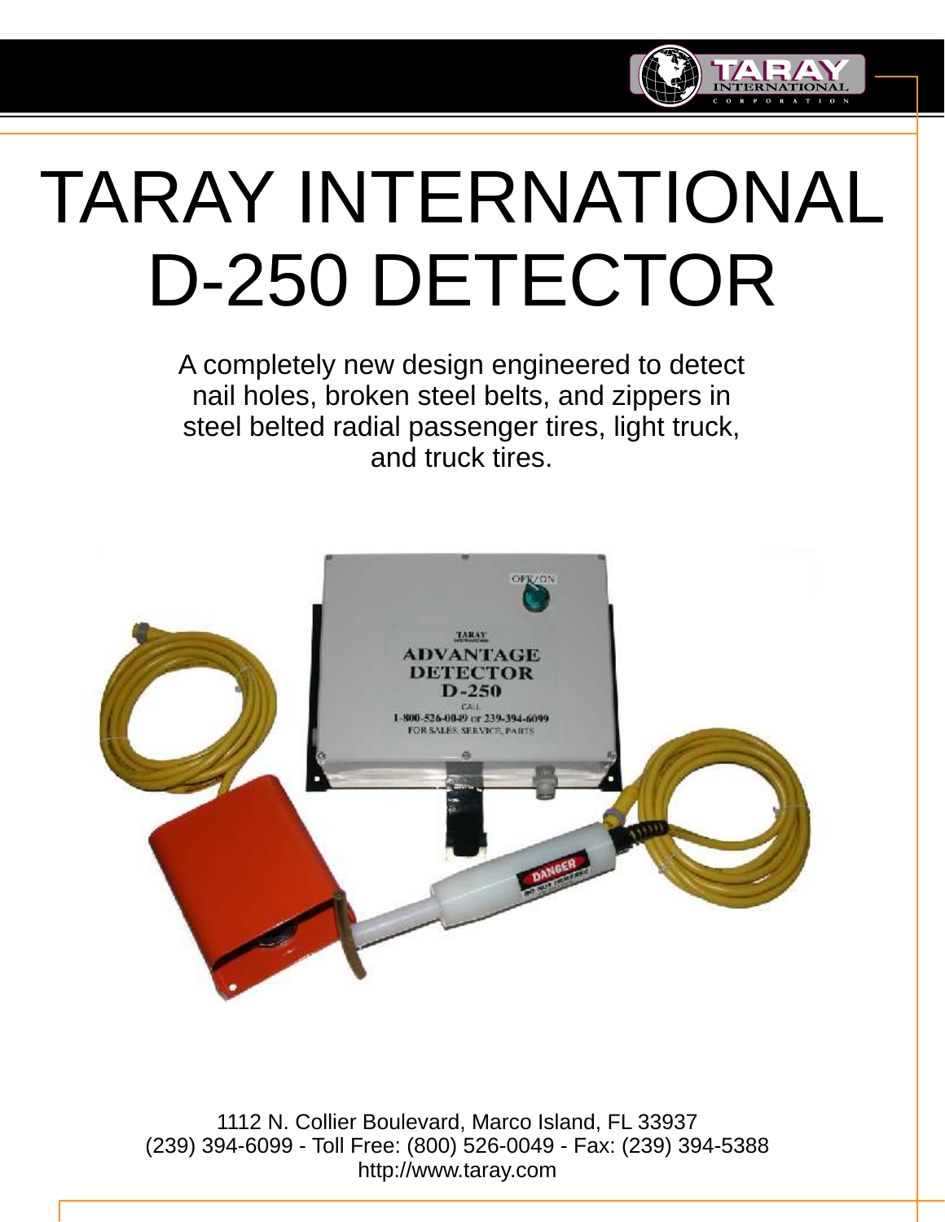# TARAY INTERNATIONAL D-250 DETECTOR

A completely new design engineered to detect nail holes, broken steel belts, and zippers in steel belted radial passenger tires, light truck, and truck tires.

1112 N. Collier Boulevard, Marco Island, FL 33937
(239) 394-6099 - Toll Free: (800) 526-0049 - Fax: (239) 394-5388
http://www.taray.com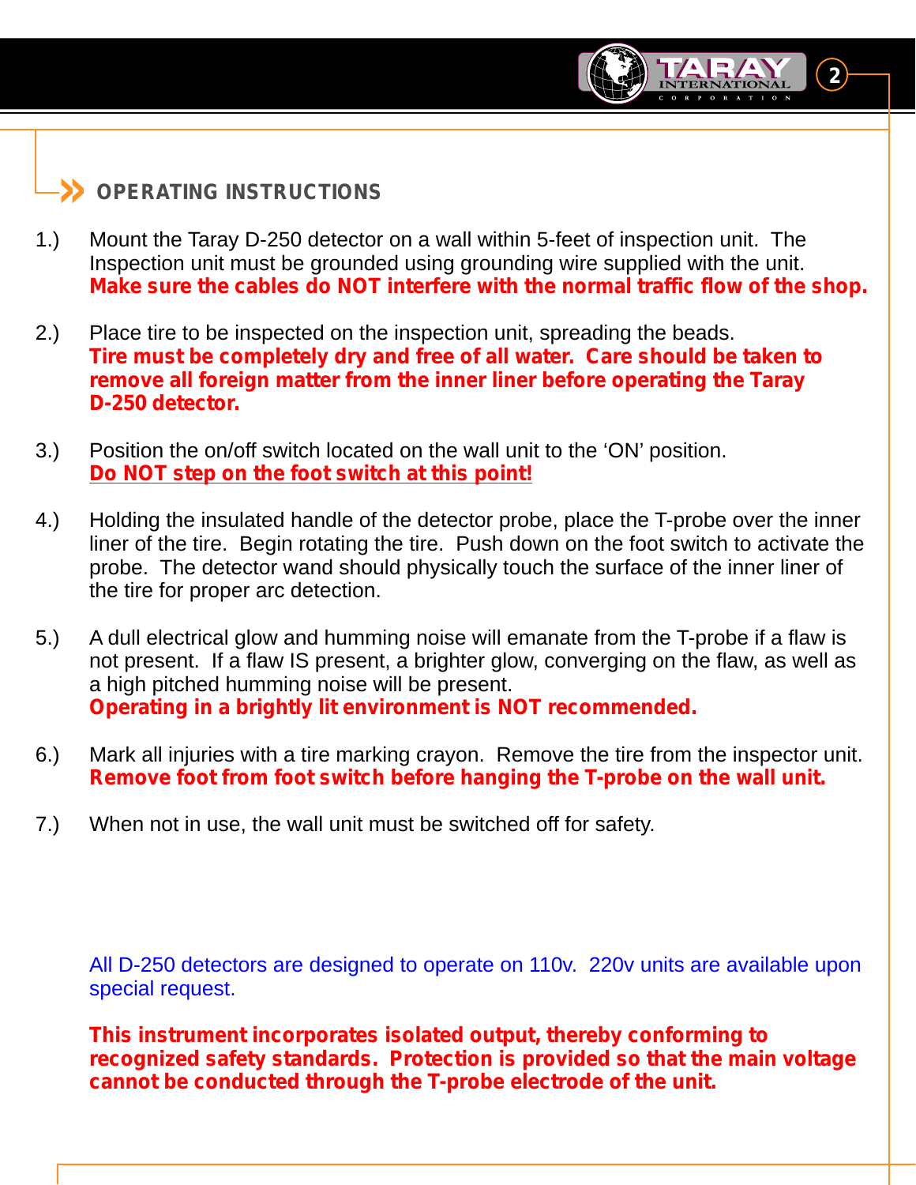## OPERATING INSTRUCTIONS

1.) Mount the Taray D-250 detector on a wall within 5-feet of inspection unit. The Inspection unit must be grounded using grounding wire supplied with the unit. **Make sure the cables do NOT interfere with the normal traffic flow of the shop.**

2.) Place tire to be inspected on the inspection unit, spreading the beads. **Tire must be completely dry and free of all water. Care should be taken to remove all foreign matter from the inner liner before operating the Taray D-250 detector.**

3.) Position the on/off switch located on the wall unit to the 'ON' position. **Do NOT step on the foot switch at this point!**

4.) Holding the insulated handle of the detector probe, place the T-probe over the inner liner of the tire. Begin rotating the tire. Push down on the foot switch to activate the probe. The detector wand should physically touch the surface of the inner liner of the tire for proper arc detection.

5.) A dull electrical glow and humming noise will emanate from the T-probe if a flaw is not present. If a flaw IS present, a brighter glow, converging on the flaw, as well as a high pitched humming noise will be present. **Operating in a brightly lit environment is NOT recommended.**

6.) Mark all injuries with a tire marking crayon. Remove the tire from the inspector unit. **Remove foot from foot switch before hanging the T-probe on the wall unit.**

7.) When not in use, the wall unit must be switched off for safety.

All D-250 detectors are designed to operate on 110v. 220v units are available upon special request.

**This instrument incorporates isolated output, thereby conforming to recognized safety standards. Protection is provided so that the main voltage cannot be conducted through the T-probe electrode of the unit.**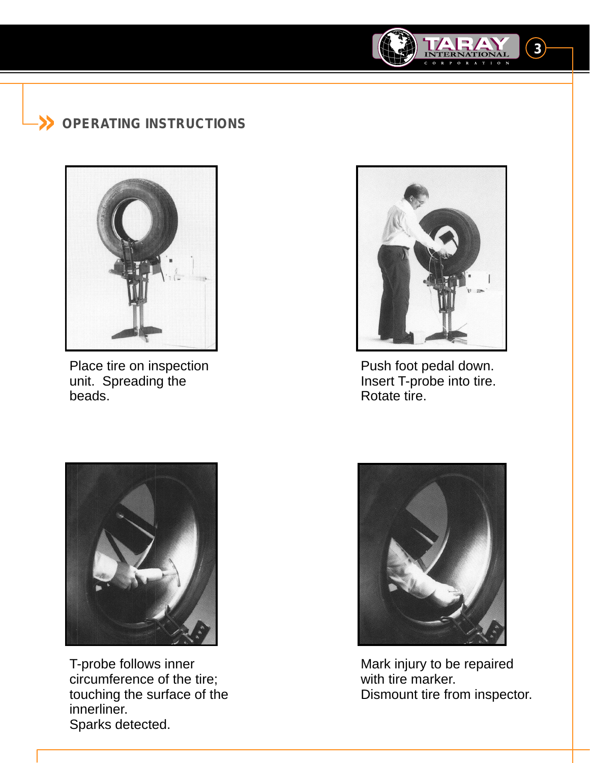## OPERATING INSTRUCTIONS

Place tire on inspection unit. Spreading the beads.

Push foot pedal down.
Insert T-probe into tire.
Rotate tire.

T-probe follows inner circumference of the tire; touching the surface of the innerliner.
Sparks detected.

Mark injury to be repaired with tire marker.
Dismount tire from inspector.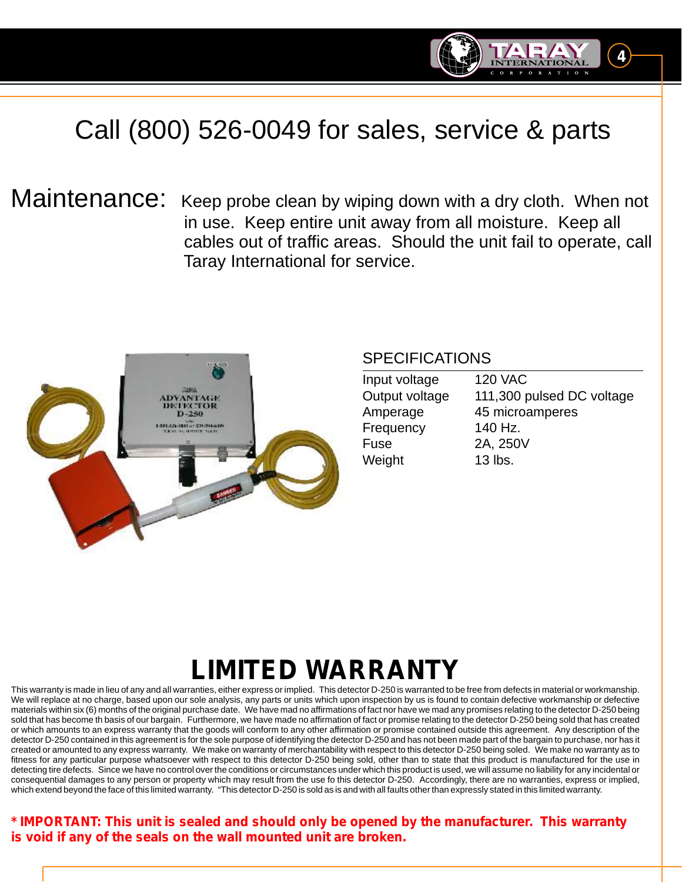Call (800) 526-0049 for sales, service & parts

**Maintenance:** Keep probe clean by wiping down with a dry cloth. When not in use. Keep entire unit away from all moisture. Keep all cables out of traffic areas. Should the unit fail to operate, call Taray International for service.

## SPECIFICATIONS

| | |
|---|---|
| Input voltage | 120 VAC |
| Output voltage | 111,300 pulsed DC voltage |
| Amperage | 45 microamperes |
| Frequency | 140 Hz. |
| Fuse | 2A, 250V |
| Weight | 13 lbs. |

# LIMITED WARRANTY

This warranty is made in lieu of any and all warranties, either express or implied. This detector D-250 is warranted to be free from defects in material or workmanship. We will replace at no charge, based upon our sole analysis, any parts or units which upon inspection by us is found to contain defective workmanship or defective materials within six (6) months of the original purchase date. We have mad no affirmations of fact nor have we mad any promises relating to the detector D-250 being sold that has become th basis of our bargain. Furthermore, we have made no affirmation of fact or promise relating to the detector D-250 being sold that has created or which amounts to an express warranty that the goods will conform to any other affirmation or promise contained outside this agreement. Any description of the detector D-250 contained in this agreement is for the sole purpose of identifying the detector D-250 and has not been made part of the bargain to purchase, nor has it created or amounted to any express warranty. We make on warranty of merchantability with respect to this detector D-250 being soled. We make no warranty as to fitness for any particular purpose whatsoever with respect to this detector D-250 being sold, other than to state that this product is manufactured for the use in detecting tire defects. Since we have no control over the conditions or circumstances under which this product is used, we will assume no liability for any incidental or consequential damages to any person or property which may result from the use fo this detector D-250. Accordingly, there are no warranties, express or implied, which extend beyond the face of this limited warranty. "This detector D-250 is sold as is and with all faults other than expressly stated in this limited warranty.

**\* IMPORTANT: This unit is sealed and should only be opened by the manufacturer. This warranty is void if any of the seals on the wall mounted unit are broken.**